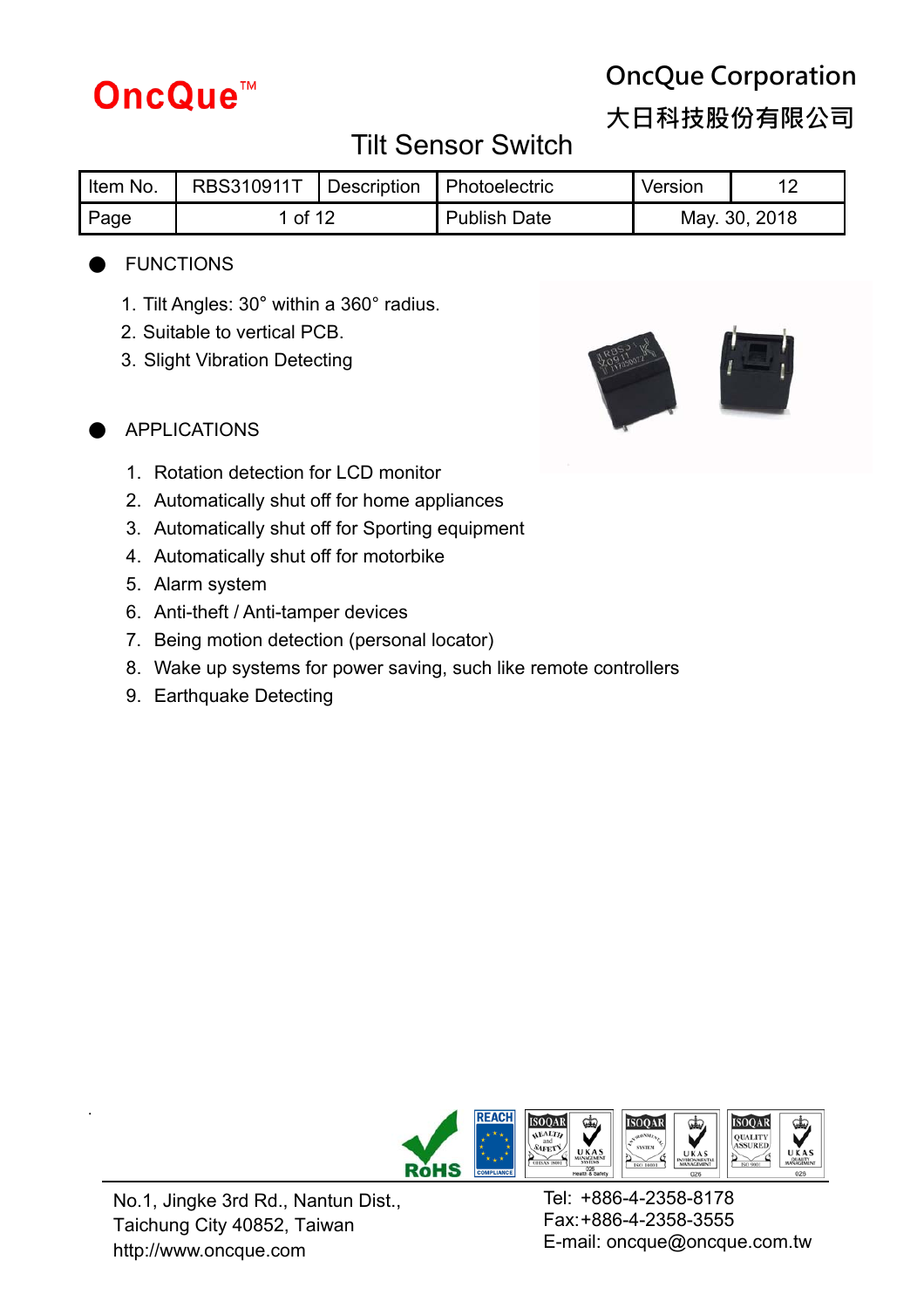# OncQue™

**OncQue Corporation**
**大日科技股份有限公司**

## Tilt Sensor Switch

| Item No. | RBS310911T | Description | Photoelectric | Version | 12 |
|---|---|---|---|---|---|
| Page | 1 of 12 | | Publish Date | May. 30, 2018 | |

- **FUNCTIONS**

1. Tilt Angles: 30° within a 360° radius.
2. Suitable to vertical PCB.
3. Slight Vibration Detecting

- **APPLICATIONS**

1. Rotation detection for LCD monitor
2. Automatically shut off for home appliances
3. Automatically shut off for Sporting equipment
4. Automatically shut off for motorbike
5. Alarm system
6. Anti-theft / Anti-tamper devices
7. Being motion detection (personal locator)
8. Wake up systems for power saving, such like remote controllers
9. Earthquake Detecting

No.1, Jingke 3rd Rd., Nantun Dist.,
Taichung City 40852, Taiwan
http://www.oncque.com

Tel: +886-4-2358-8178
Fax:+886-4-2358-3555
E-mail: oncque@oncque.com.tw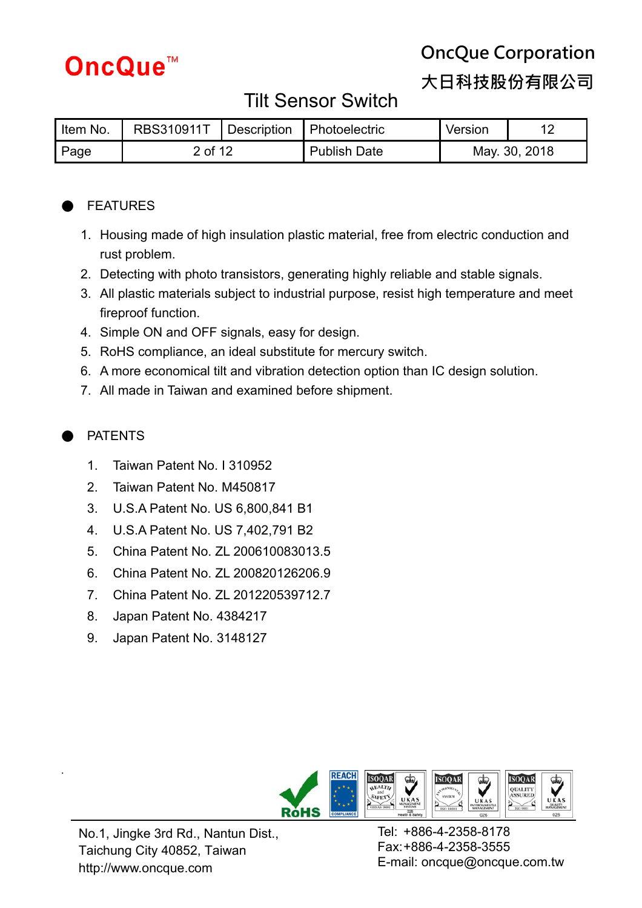- FEATURES

1. Housing made of high insulation plastic material, free from electric conduction and rust problem.
2. Detecting with photo transistors, generating highly reliable and stable signals.
3. All plastic materials subject to industrial purpose, resist high temperature and meet fireproof function.
4. Simple ON and OFF signals, easy for design.
5. RoHS compliance, an ideal substitute for mercury switch.
6. A more economical tilt and vibration detection option than IC design solution.
7. All made in Taiwan and examined before shipment.

- PATENTS

1. Taiwan Patent No. I 310952
2. Taiwan Patent No. M450817
3. U.S.A Patent No. US 6,800,841 B1
4. U.S.A Patent No. US 7,402,791 B2
5. China Patent No. ZL 200610083013.5
6. China Patent No. ZL 200820126206.9
7. China Patent No. ZL 201220539712.7
8. Japan Patent No. 4384217
9. Japan Patent No. 3148127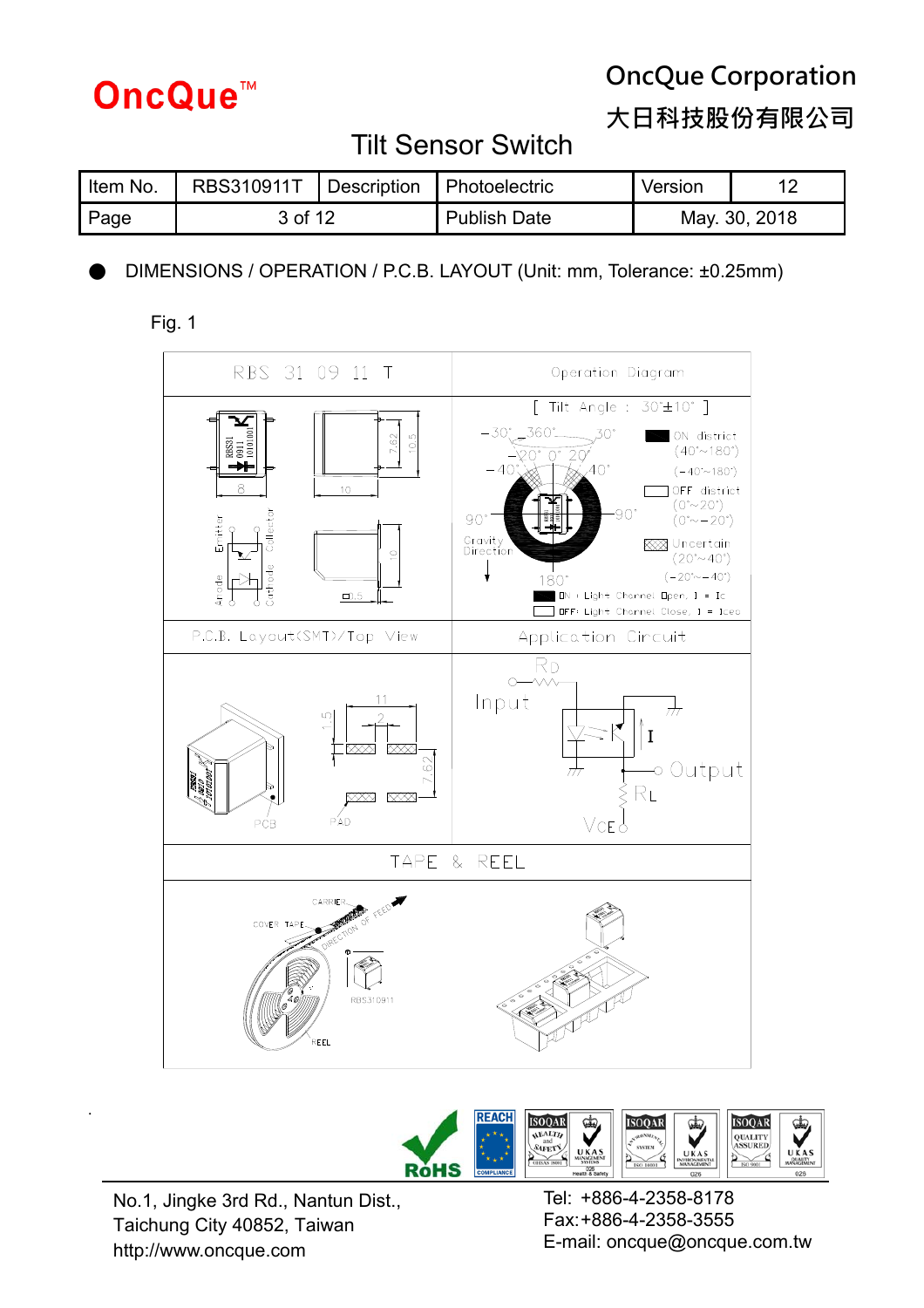# Tilt Sensor Switch

| Item No. | RBS310911T | Description | Photoelectric | Version | 12 |
|---|---|---|---|---|---|
| Page | 3 of 12 | | Publish Date | May. 30, 2018 | |

- DIMENSIONS / OPERATION / P.C.B. LAYOUT (Unit: mm, Tolerance: ±0.25mm)

Fig. 1

| RBS 31 09 11 T | Operation Diagram |
|---|---|
| Dimensions: 8, 10, 7.62, 10.5, 10, 0.5; Emitter, Collector, Anode, Cathode | [ Tilt Angle : 30°±10° ]<br>ON district (40°~180°) (−40°~180°)<br>OFF district (0°~20°) (0°~−20°)<br>Uncertain (20°~40°) (−20°~−40°)<br>Gravity Direction<br>ON : Light Channel Open, I = Ic<br>OFF: Light Channel Close, I = Iceo |
| P.C.B. Layout(SMT)/Top View | Application Circuit |
| PCB, PAD; 11, 2, 1.5, 7.62 | Input, RD, I, Output, RL, VCE |
| TAPE & REEL | |
| CARRIER, COVER TAPE, DIRECTION OF FEED, RBS310911, REEL | |

No.1, Jingke 3rd Rd., Nantun Dist., Taichung City 40852, Taiwan
http://www.oncque.com

Tel: +886-4-2358-8178
Fax:+886-4-2358-3555
E-mail: oncque@oncque.com.tw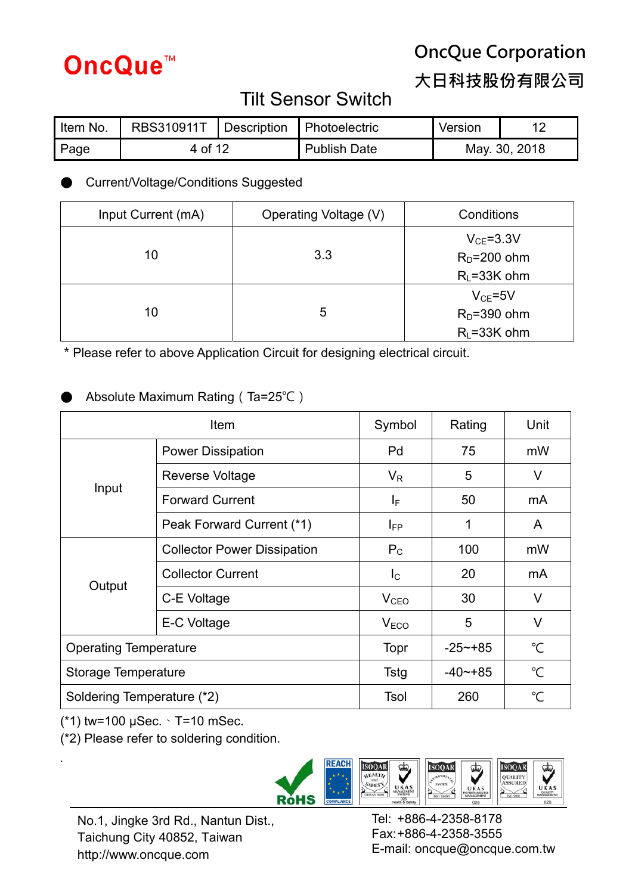# OncQue™

**OncQue Corporation**
**大日科技股份有限公司**

## Tilt Sensor Switch

| Item No. | RBS310911T | Description | Photoelectric | Version | 12 |
|---|---|---|---|---|---|
| Page | 4 of 12 | | Publish Date | May. 30, 2018 | |

- Current/Voltage/Conditions Suggested

| Input Current (mA) | Operating Voltage (V) | Conditions |
|---|---|---|
| 10 | 3.3 | $V_{CE}$=3.3V<br>$R_D$=200 ohm<br>$R_L$=33K ohm |
| 10 | 5 | $V_{CE}$=5V<br>$R_D$=390 ohm<br>$R_L$=33K ohm |

\* Please refer to above Application Circuit for designing electrical circuit.

- Absolute Maximum Rating ( Ta=25℃ )

| Item | | Symbol | Rating | Unit |
|---|---|---|---|---|
| Input | Power Dissipation | Pd | 75 | mW |
| | Reverse Voltage | $V_R$ | 5 | V |
| | Forward Current | $I_F$ | 50 | mA |
| | Peak Forward Current (*1) | $I_{FP}$ | 1 | A |
| Output | Collector Power Dissipation | $P_C$ | 100 | mW |
| | Collector Current | $I_C$ | 20 | mA |
| | C-E Voltage | $V_{CEO}$ | 30 | V |
| | E-C Voltage | $V_{ECO}$ | 5 | V |
| Operating Temperature | | Topr | -25~+85 | ℃ |
| Storage Temperature | | Tstg | -40~+85 | ℃ |
| Soldering Temperature (*2) | | Tsol | 260 | ℃ |

(*1) tw=100 μSec.、T=10 mSec.
(*2) Please refer to soldering condition.

No.1, Jingke 3rd Rd., Nantun Dist.,
Taichung City 40852, Taiwan
http://www.oncque.com

Tel: +886-4-2358-8178
Fax:+886-4-2358-3555
E-mail: oncque@oncque.com.tw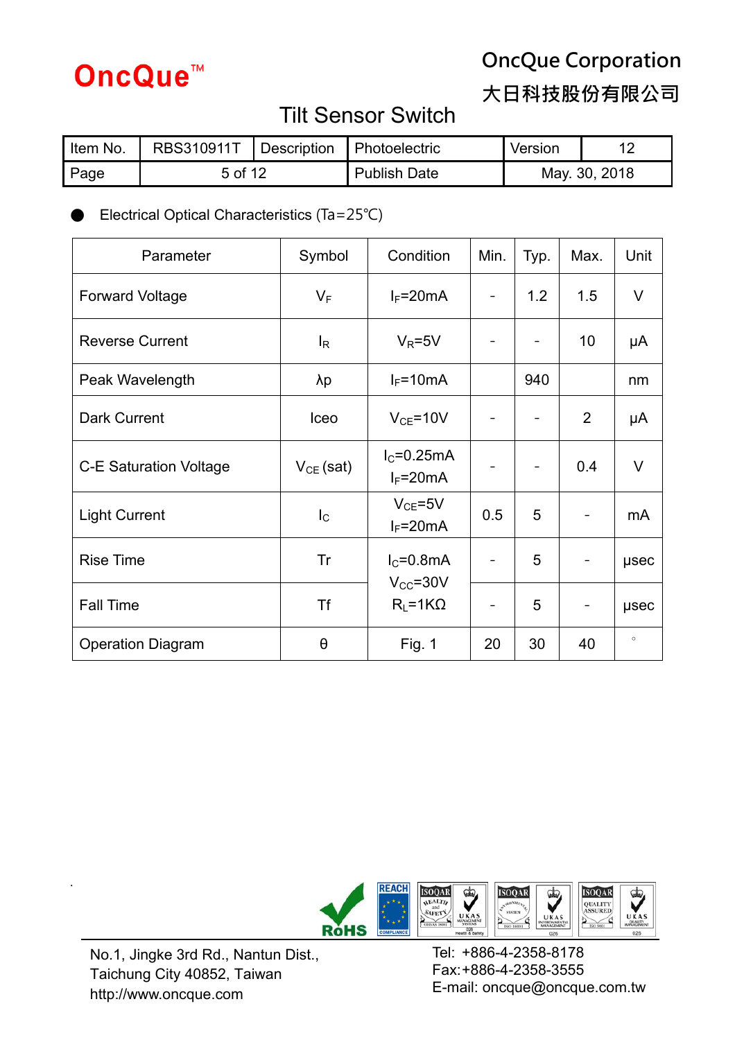# Tilt Sensor Switch

| Item No. | RBS310911T | Description | Photoelectric | Version | 12 |
|---|---|---|---|---|---|
| Page | 5 of 12 | | Publish Date | May. 30, 2018 | |

● Electrical Optical Characteristics (Ta=25℃)

| Parameter | Symbol | Condition | Min. | Typ. | Max. | Unit |
|---|---|---|---|---|---|---|
| Forward Voltage | $V_F$ | $I_F$=20mA | - | 1.2 | 1.5 | V |
| Reverse Current | $I_R$ | $V_R$=5V | - | - | 10 | μA |
| Peak Wavelength | λp | $I_F$=10mA | | 940 | | nm |
| Dark Current | Iceo | $V_{CE}$=10V | - | - | 2 | μA |
| C-E Saturation Voltage | $V_{CE}$ (sat) | $I_C$=0.25mA $I_F$=20mA | - | - | 0.4 | V |
| Light Current | $I_C$ | $V_{CE}$=5V $I_F$=20mA | 0.5 | 5 | - | mA |
| Rise Time | Tr | $I_C$=0.8mA $V_{CC}$=30V $R_L$=1KΩ | - | 5 | - | μsec |
| Fall Time | Tf | | - | 5 | - | μsec |
| Operation Diagram | θ | Fig. 1 | 20 | 30 | 40 | ° |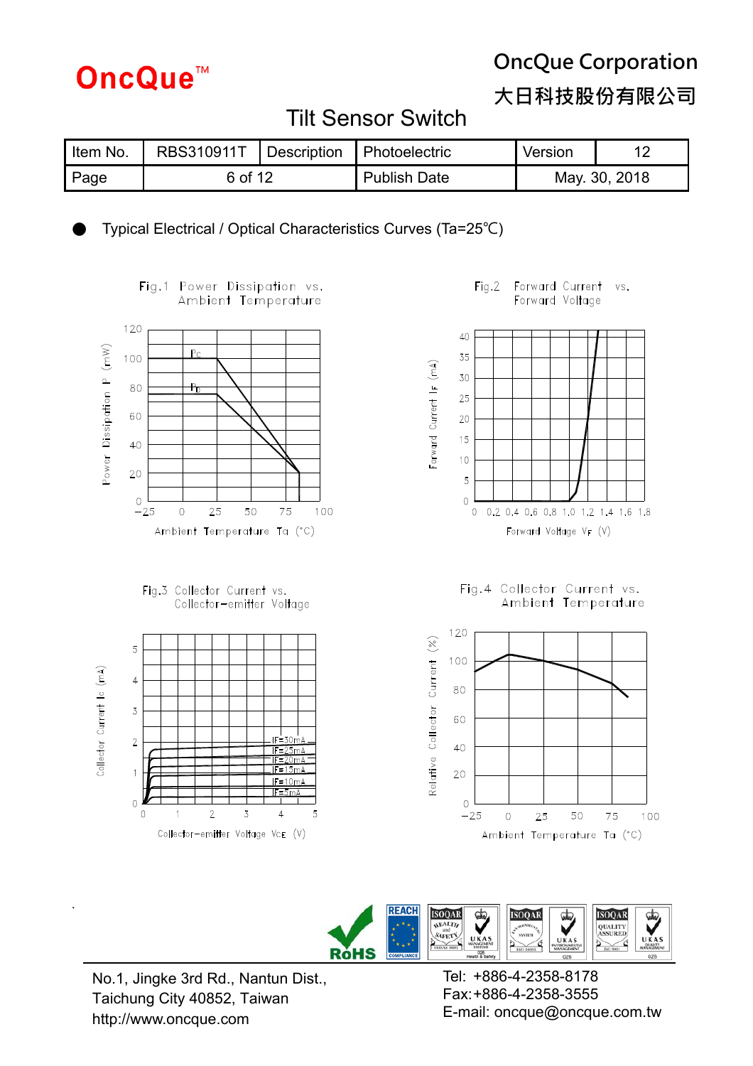# OncQue™

**OncQue Corporation**
**大日科技股份有限公司**

## Tilt Sensor Switch

| Item No. | RBS310911T | Description | Photoelectric | Version | 12 |
|---|---|---|---|---|---|
| Page | 6 of 12 | | Publish Date | May. 30, 2018 | |

- Typical Electrical / Optical Characteristics Curves (Ta=25℃)

Fig.1 Power Dissipation vs. Ambient Temperature

Fig.2 Forward Current vs. Forward Voltage

Fig.3 Collector Current vs. Collector-emitter Voltage

Fig.4 Collector Current vs. Ambient Temperature

No.1, Jingke 3rd Rd., Nantun Dist.,
Taichung City 40852, Taiwan
http://www.oncque.com

Tel: +886-4-2358-8178
Fax:+886-4-2358-3555
E-mail: oncque@oncque.com.tw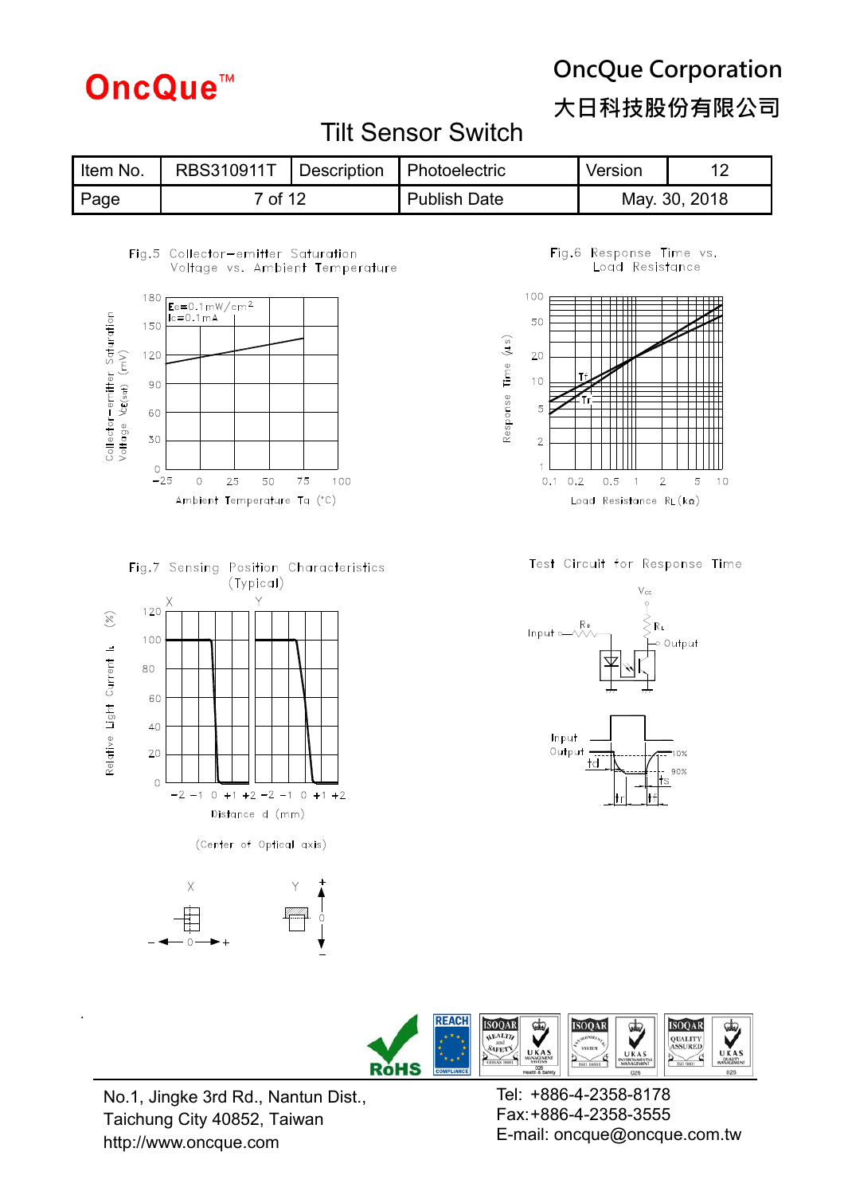# Tilt Sensor Switch

| Item No. | RBS310911T | Description | Photoelectric | Version | 12 |
|---|---|---|---|---|---|
| Page | 7 of 12 | | Publish Date | May. 30, 2018 | |

Fig.5 Collector−emitter Saturation Voltage vs. Ambient Temperature

$E_e$=0.1mW/cm$^2$
$I_c$=0.1mA

Collector−emitter Saturation Voltage $V_{CE(sat)}$ (mV)

Ambient Temperature Ta (°C)

Fig.6 Response Time vs. Load Resistance

Response Time (μs)

Tf
Tr

Load Resistance RL(kΩ)

Fig.7 Sensing Position Characteristics (Typical)

X Y

Relative Light Current IL (%)

Distance d (mm)

(Center of Optical axis)

Test Circuit for Response Time

Vcc

Input RL RL Output

Input
Output
td
tr
tf
ts
10%
90%

No.1, Jingke 3rd Rd., Nantun Dist.,
Taichung City 40852, Taiwan
http://www.oncque.com

Tel: +886-4-2358-8178
Fax:+886-4-2358-3555
E-mail: oncque@oncque.com.tw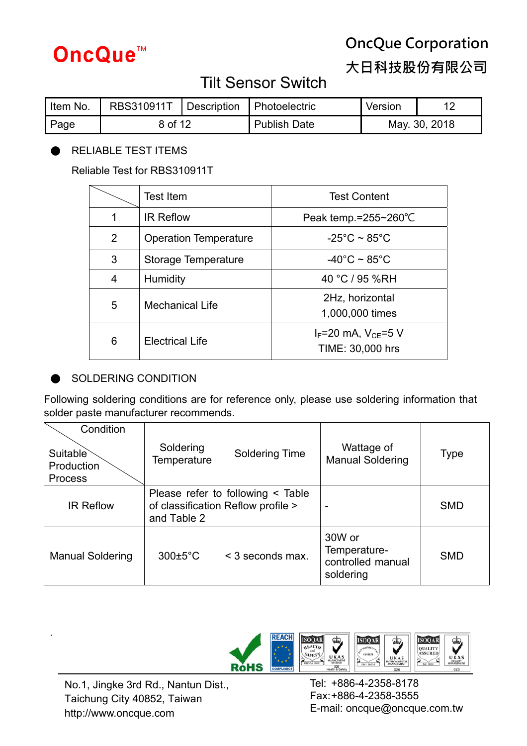## RELIABLE TEST ITEMS

Reliable Test for RBS310911T

| | Test Item | Test Content |
|---|---|---|
| 1 | IR Reflow | Peak temp.=255~260℃ |
| 2 | Operation Temperature | -25°C ~ 85°C |
| 3 | Storage Temperature | -40°C ~ 85°C |
| 4 | Humidity | 40 °C / 95 %RH |
| 5 | Mechanical Life | 2Hz, horizontal 1,000,000 times |
| 6 | Electrical Life | $I_F$=20 mA, $V_{CE}$=5 V TIME: 30,000 hrs |

## SOLDERING CONDITION

Following soldering conditions are for reference only, please use soldering information that solder paste manufacturer recommends.

| Condition / Suitable Production Process | Soldering Temperature | Soldering Time | Wattage of Manual Soldering | Type |
|---|---|---|---|---|
| IR Reflow | Please refer to following < Table of classification Reflow profile > and Table 2 | | - | SMD |
| Manual Soldering | 300±5°C | < 3 seconds max. | 30W or Temperature-controlled manual soldering | SMD |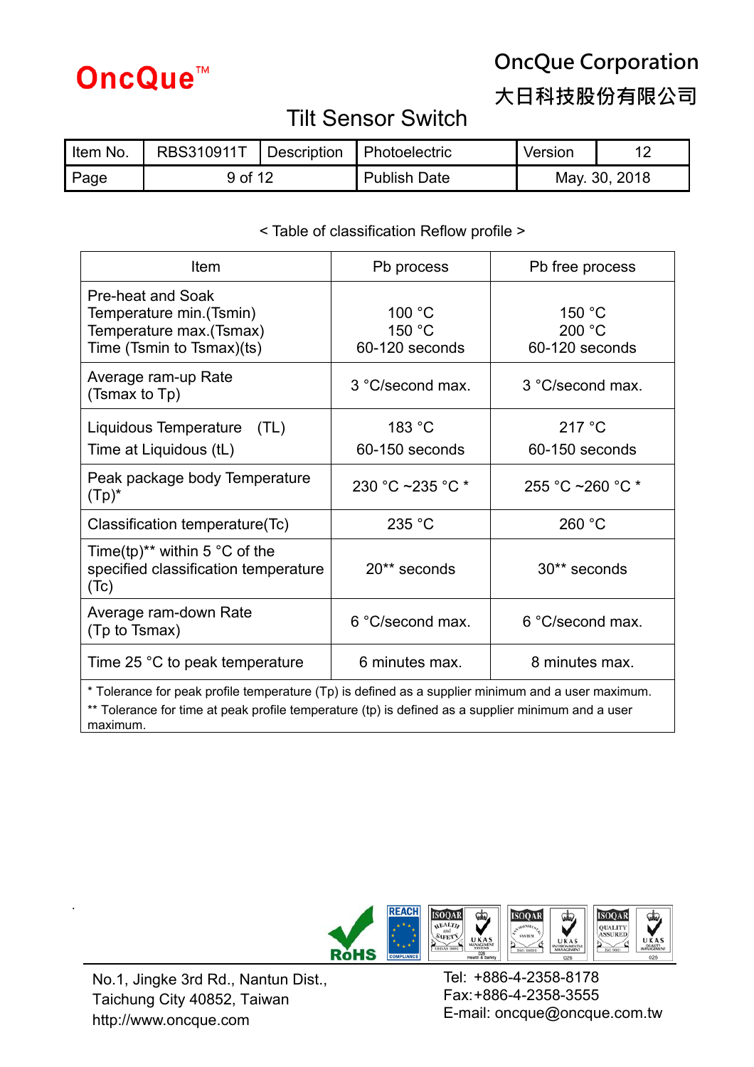< Table of classification Reflow profile >

| Item | Pb process | Pb free process |
|---|---|---|
| Pre-heat and Soak<br>Temperature min.(Tsmin)<br>Temperature max.(Tsmax)<br>Time (Tsmin to Tsmax)(ts) | 100 °C<br>150 °C<br>60-120 seconds | 150 °C<br>200 °C<br>60-120 seconds |
| Average ram-up Rate<br>(Tsmax to Tp) | 3 °C/second max. | 3 °C/second max. |
| Liquidous Temperature (TL)<br>Time at Liquidous (tL) | 183 °C<br>60-150 seconds | 217 °C<br>60-150 seconds |
| Peak package body Temperature (Tp)* | 230 °C ~235 °C * | 255 °C ~260 °C * |
| Classification temperature(Tc) | 235 °C | 260 °C |
| Time(tp)** within 5 °C of the specified classification temperature (Tc) | 20** seconds | 30** seconds |
| Average ram-down Rate<br>(Tp to Tsmax) | 6 °C/second max. | 6 °C/second max. |
| Time 25 °C to peak temperature | 6 minutes max. | 8 minutes max. |

\* Tolerance for peak profile temperature (Tp) is defined as a supplier minimum and a user maximum.

** Tolerance for time at peak profile temperature (tp) is defined as a supplier minimum and a user maximum.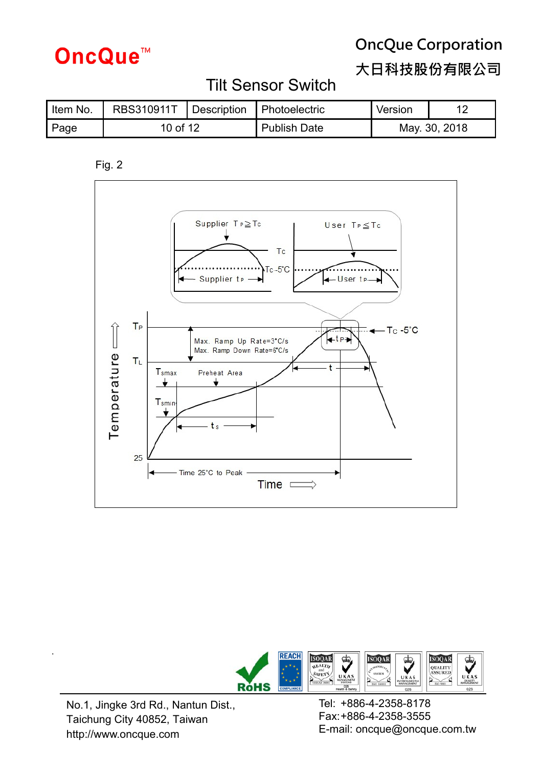# Tilt Sensor Switch

| Item No. | RBS310911T | Description | Photoelectric | Version | 12 |
|---|---|---|---|---|---|
| Page | 10 of 12 | | Publish Date | May. 30, 2018 | |

Fig. 2

Supplier $T_P \geq T_C$

User $T_P \leq T_C$

$T_C$

$T_C$ -5°C

Supplier $t_P$

User $t_P$

$T_P$

$T_C$ -5°C

$t_P$

Max. Ramp Up Rate=3°C/s

Max. Ramp Down Rate=6°C/s

$T_L$

t

$T_{smax}$

Preheat Area

$T_{smin}$

$t_s$

25

Temperature

Time 25°C to Peak

Time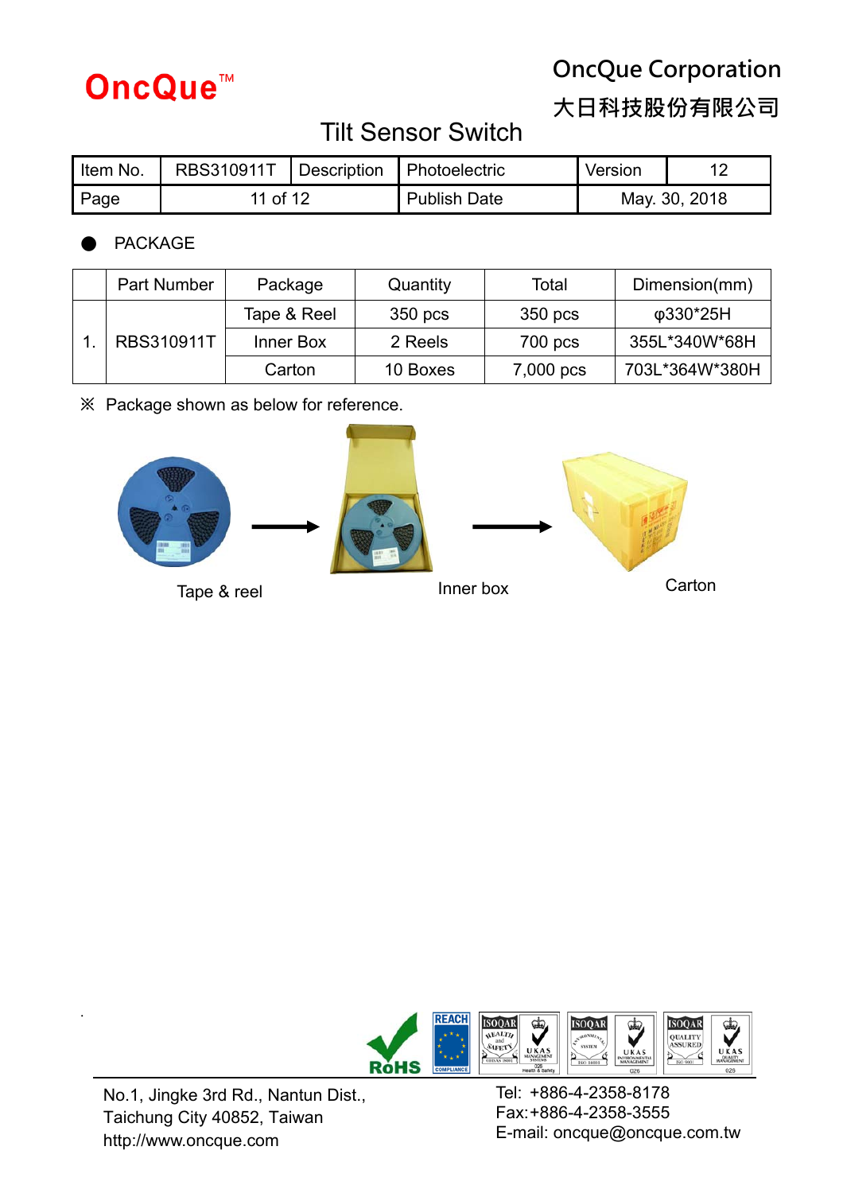OncQue™

OncQue Corporation

大日科技股份有限公司

# Tilt Sensor Switch

| Item No. | RBS310911T | Description | Photoelectric | Version | 12 |
|---|---|---|---|---|---|
| Page | 11 of 12 | | Publish Date | May. 30, 2018 | |

## ● PACKAGE

| | Part Number | Package | Quantity | Total | Dimension(mm) |
|---|---|---|---|---|---|
| 1. | RBS310911T | Tape & Reel | 350 pcs | 350 pcs | φ330*25H |
| | | Inner Box | 2 Reels | 700 pcs | 355L*340W*68H |
| | | Carton | 10 Boxes | 7,000 pcs | 703L*364W*380H |

※ Package shown as below for reference.

Tape & reel → Inner box → Carton

No.1, Jingke 3rd Rd., Nantun Dist.,
Taichung City 40852, Taiwan
http://www.oncque.com

Tel: +886-4-2358-8178
Fax:+886-4-2358-3555
E-mail: oncque@oncque.com.tw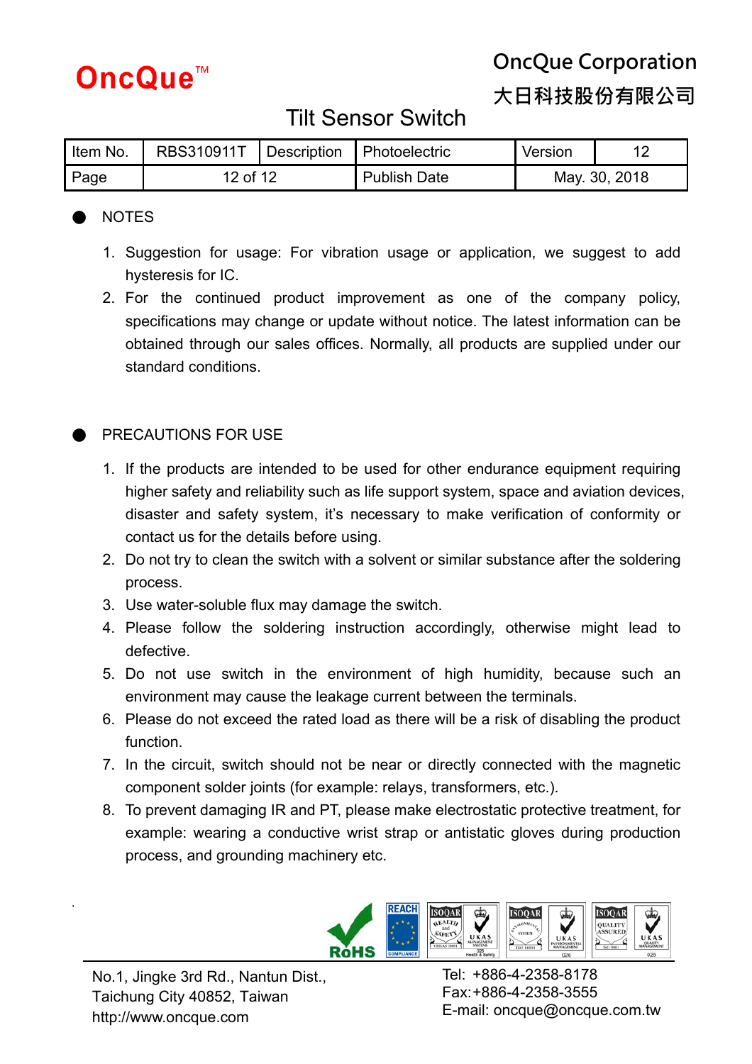## NOTES

1. Suggestion for usage: For vibration usage or application, we suggest to add hysteresis for IC.
2. For the continued product improvement as one of the company policy, specifications may change or update without notice. The latest information can be obtained through our sales offices. Normally, all products are supplied under our standard conditions.

## PRECAUTIONS FOR USE

1. If the products are intended to be used for other endurance equipment requiring higher safety and reliability such as life support system, space and aviation devices, disaster and safety system, it's necessary to make verification of conformity or contact us for the details before using.
2. Do not try to clean the switch with a solvent or similar substance after the soldering process.
3. Use water-soluble flux may damage the switch.
4. Please follow the soldering instruction accordingly, otherwise might lead to defective.
5. Do not use switch in the environment of high humidity, because such an environment may cause the leakage current between the terminals.
6. Please do not exceed the rated load as there will be a risk of disabling the product function.
7. In the circuit, switch should not be near or directly connected with the magnetic component solder joints (for example: relays, transformers, etc.).
8. To prevent damaging IR and PT, please make electrostatic protective treatment, for example: wearing a conductive wrist strap or antistatic gloves during production process, and grounding machinery etc.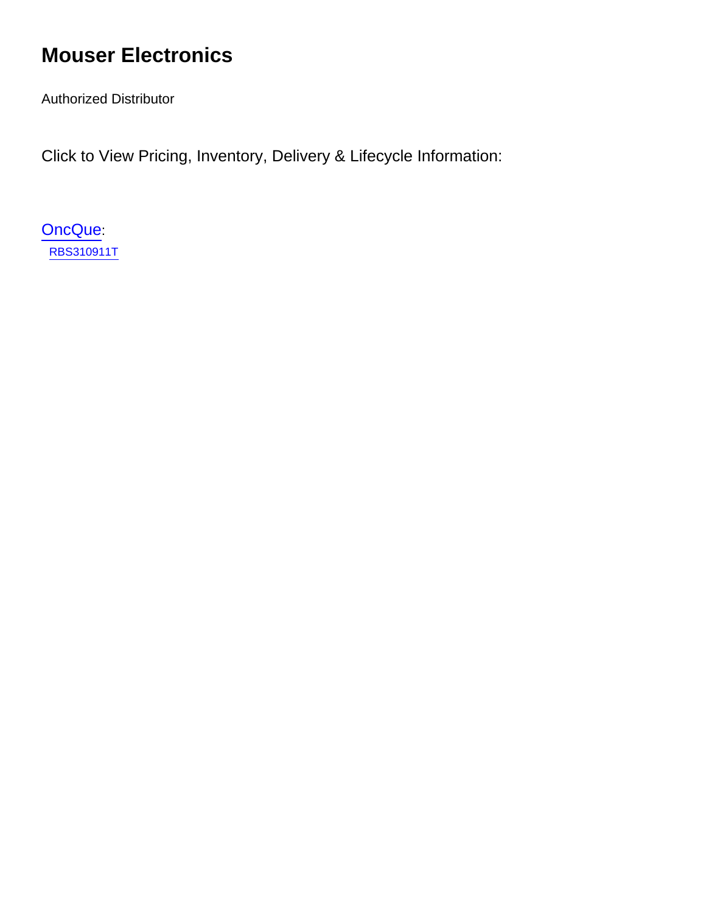# Mouser Electronics

Authorized Distributor

Click to View Pricing, Inventory, Delivery & Lifecycle Information:

OncQue:

RBS310911T